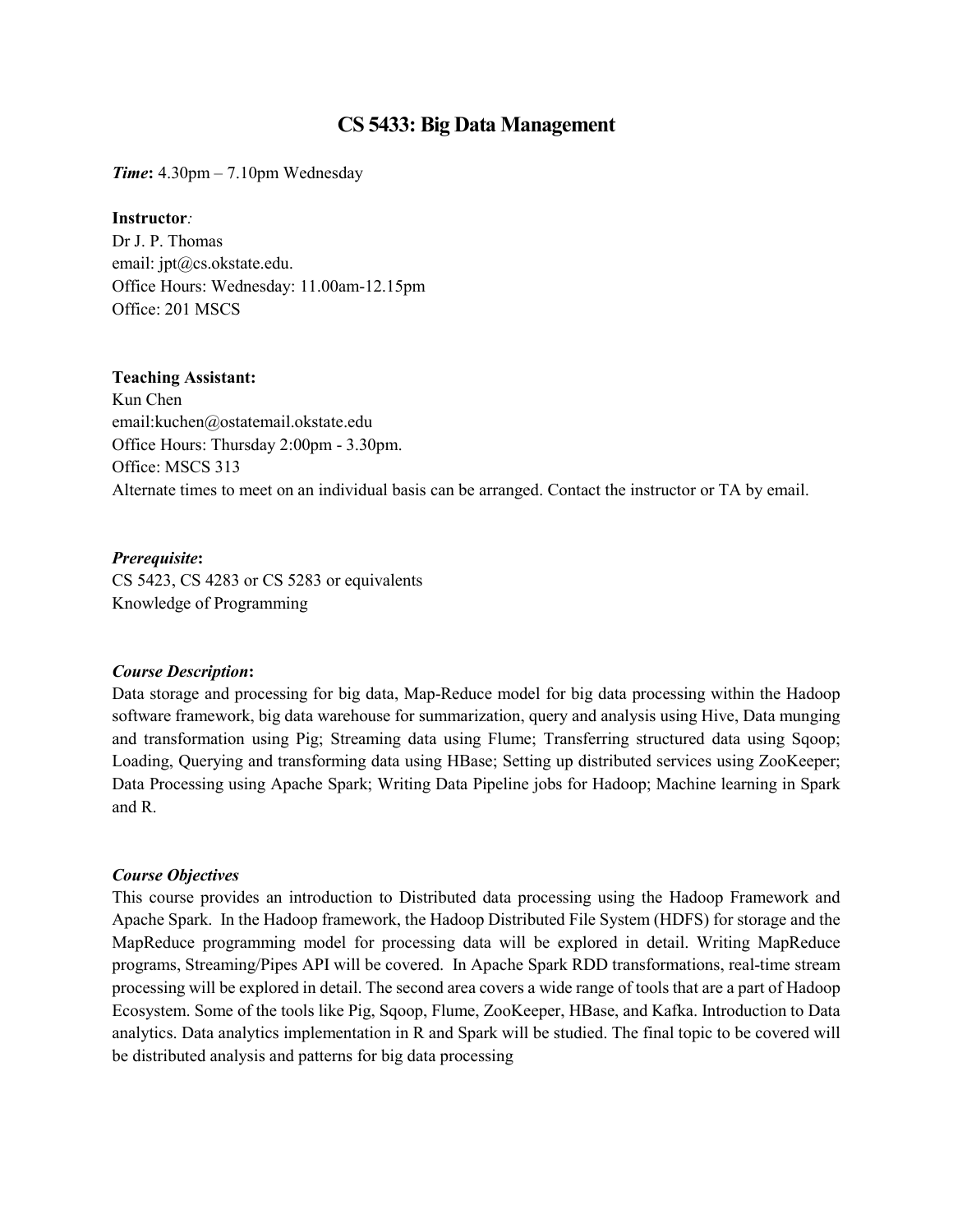# CS 5433: Big Data Management

***Time*:** 4.30pm – 7.10pm Wednesday

**Instructor***:*
Dr J. P. Thomas
email: jpt@cs.okstate.edu.
Office Hours: Wednesday: 11.00am-12.15pm
Office: 201 MSCS

**Teaching Assistant:**
Kun Chen
email:kuchen@ostatemail.okstate.edu
Office Hours: Thursday 2:00pm - 3.30pm.
Office: MSCS 313
Alternate times to meet on an individual basis can be arranged. Contact the instructor or TA by email.

***Prerequisite*:**
CS 5423, CS 4283 or CS 5283 or equivalents
Knowledge of Programming

***Course Description*:**
Data storage and processing for big data, Map-Reduce model for big data processing within the Hadoop software framework, big data warehouse for summarization, query and analysis using Hive, Data munging and transformation using Pig; Streaming data using Flume; Transferring structured data using Sqoop; Loading, Querying and transforming data using HBase; Setting up distributed services using ZooKeeper; Data Processing using Apache Spark; Writing Data Pipeline jobs for Hadoop; Machine learning in Spark and R.

***Course Objectives***
This course provides an introduction to Distributed data processing using the Hadoop Framework and Apache Spark. In the Hadoop framework, the Hadoop Distributed File System (HDFS) for storage and the MapReduce programming model for processing data will be explored in detail. Writing MapReduce programs, Streaming/Pipes API will be covered. In Apache Spark RDD transformations, real-time stream processing will be explored in detail. The second area covers a wide range of tools that are a part of Hadoop Ecosystem. Some of the tools like Pig, Sqoop, Flume, ZooKeeper, HBase, and Kafka. Introduction to Data analytics. Data analytics implementation in R and Spark will be studied. The final topic to be covered will be distributed analysis and patterns for big data processing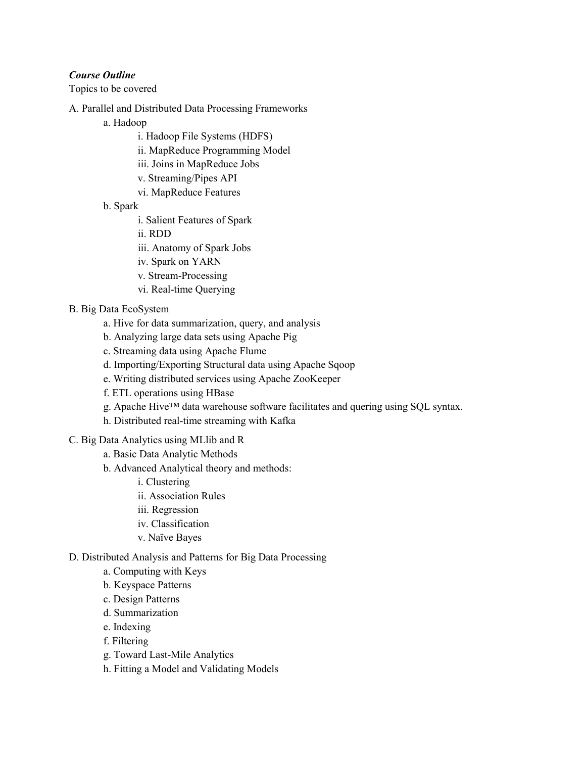***Course Outline***

Topics to be covered

A. Parallel and Distributed Data Processing Frameworks

- a. Hadoop
  - i. Hadoop File Systems (HDFS)
  - ii. MapReduce Programming Model
  - iii. Joins in MapReduce Jobs
  - v. Streaming/Pipes API
  - vi. MapReduce Features
- b. Spark
  - i. Salient Features of Spark
  - ii. RDD
  - iii. Anatomy of Spark Jobs
  - iv. Spark on YARN
  - v. Stream-Processing
  - vi. Real-time Querying

B. Big Data EcoSystem

- a. Hive for data summarization, query, and analysis
- b. Analyzing large data sets using Apache Pig
- c. Streaming data using Apache Flume
- d. Importing/Exporting Structural data using Apache Sqoop
- e. Writing distributed services using Apache ZooKeeper
- f. ETL operations using HBase
- g. Apache Hive™ data warehouse software facilitates and quering using SQL syntax.
- h. Distributed real-time streaming with Kafka

C. Big Data Analytics using MLlib and R

- a. Basic Data Analytic Methods
- b. Advanced Analytical theory and methods:
  - i. Clustering
  - ii. Association Rules
  - iii. Regression
  - iv. Classification
  - v. Naïve Bayes

D. Distributed Analysis and Patterns for Big Data Processing

- a. Computing with Keys
- b. Keyspace Patterns
- c. Design Patterns
- d. Summarization
- e. Indexing
- f. Filtering
- g. Toward Last-Mile Analytics
- h. Fitting a Model and Validating Models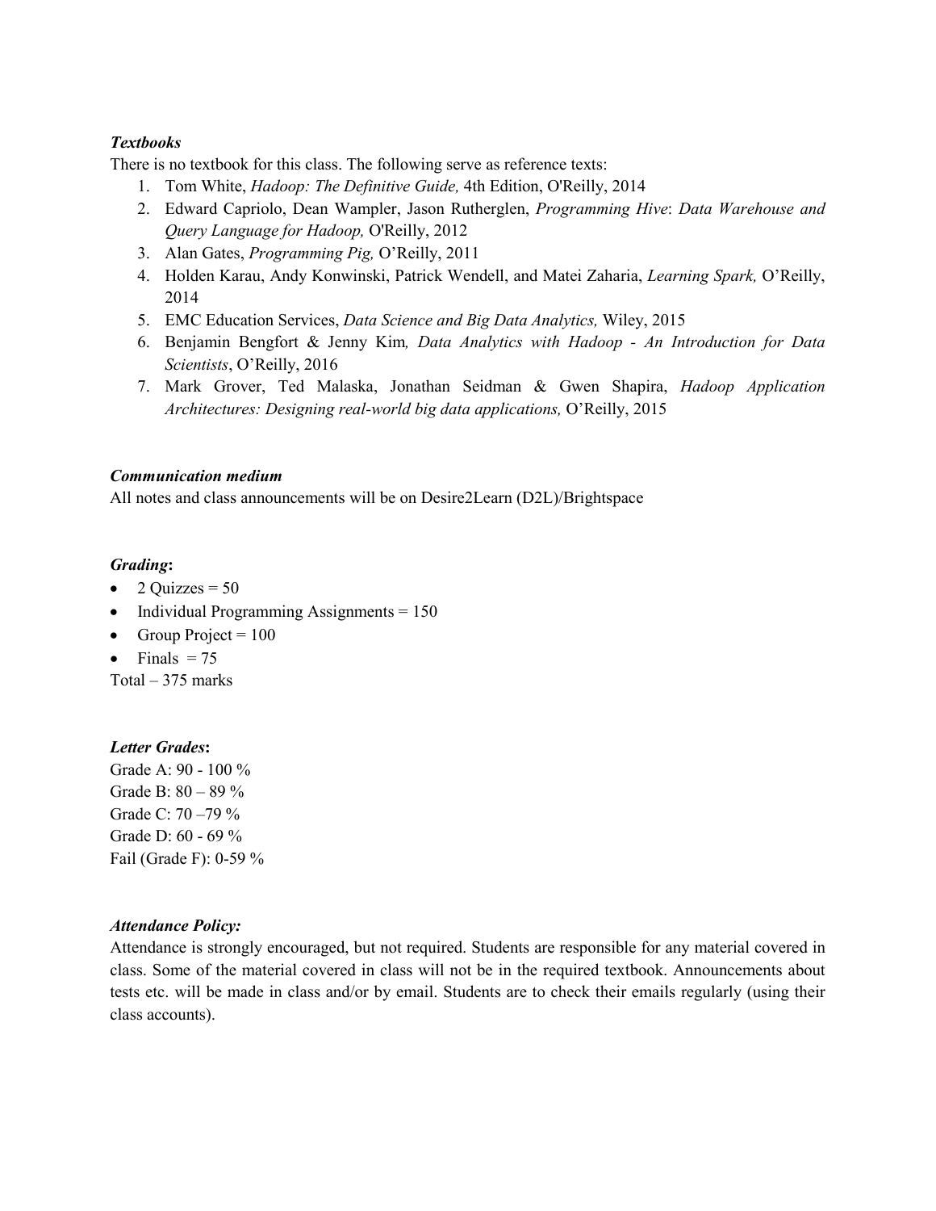***Textbooks***

There is no textbook for this class. The following serve as reference texts:

1. Tom White, *Hadoop: The Definitive Guide,* 4th Edition, O'Reilly, 2014
2. Edward Capriolo, Dean Wampler, Jason Rutherglen, *Programming Hive*: *Data Warehouse and Query Language for Hadoop,* O'Reilly, 2012
3. Alan Gates, *Programming Pig,* O'Reilly, 2011
4. Holden Karau, Andy Konwinski, Patrick Wendell, and Matei Zaharia, *Learning Spark,* O'Reilly, 2014
5. EMC Education Services, *Data Science and Big Data Analytics,* Wiley, 2015
6. Benjamin Bengfort & Jenny Kim*, Data Analytics with Hadoop - An Introduction for Data Scientists*, O'Reilly, 2016
7. Mark Grover, Ted Malaska, Jonathan Seidman & Gwen Shapira, *Hadoop Application Architectures: Designing real-world big data applications,* O'Reilly, 2015

***Communication medium***

All notes and class announcements will be on Desire2Learn (D2L)/Brightspace

***Grading*:**

- 2 Quizzes = 50
- Individual Programming Assignments = 150
- Group Project = 100
- Finals = 75

Total – 375 marks

***Letter Grades*:**

Grade A: 90 - 100 %
Grade B: 80 – 89 %
Grade C: 70 –79 %
Grade D: 60 - 69 %
Fail (Grade F): 0-59 %

***Attendance Policy:***

Attendance is strongly encouraged, but not required. Students are responsible for any material covered in class. Some of the material covered in class will not be in the required textbook. Announcements about tests etc. will be made in class and/or by email. Students are to check their emails regularly (using their class accounts).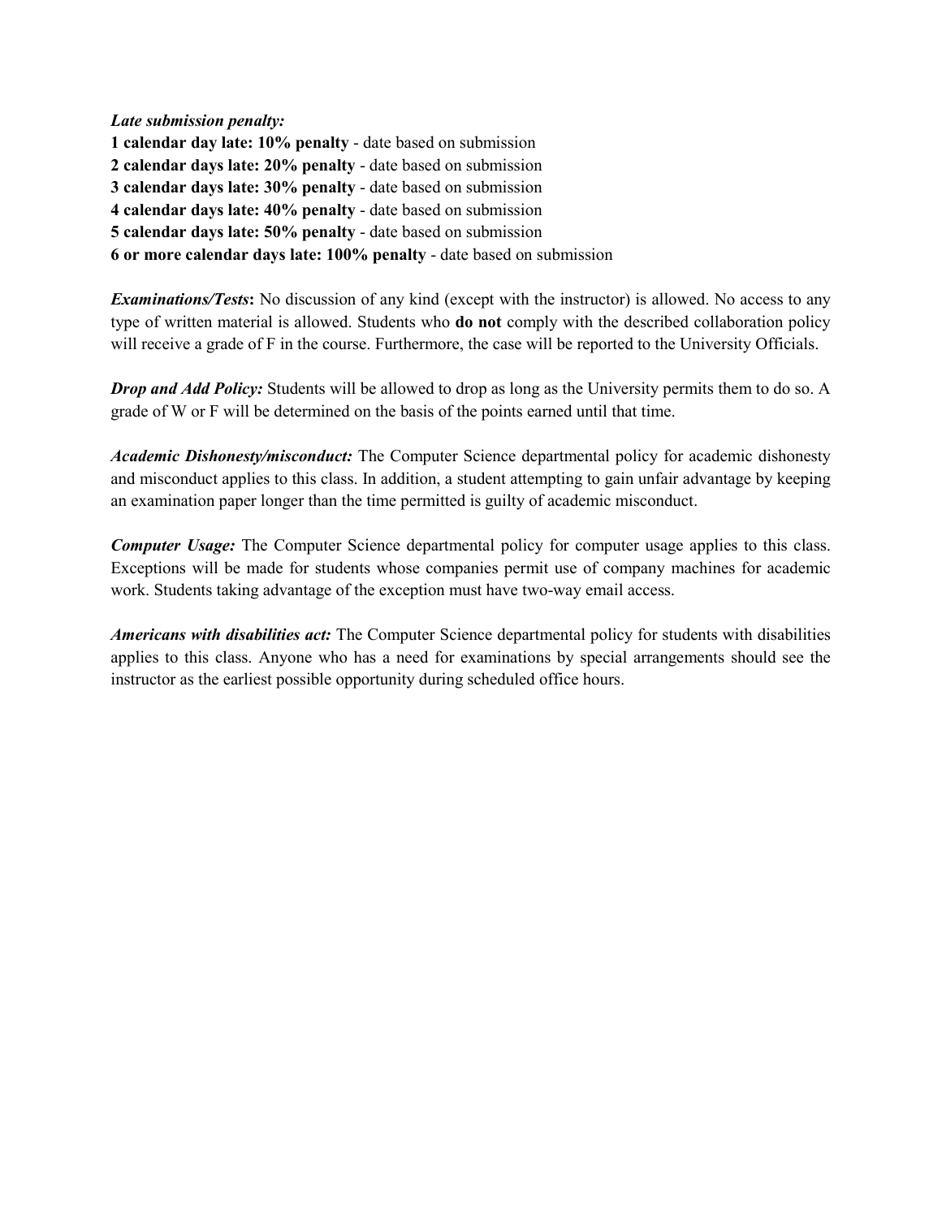***Late submission penalty:***
**1 calendar day late: 10% penalty** - date based on submission
**2 calendar days late: 20% penalty** - date based on submission
**3 calendar days late: 30% penalty** - date based on submission
**4 calendar days late: 40% penalty** - date based on submission
**5 calendar days late: 50% penalty** - date based on submission
**6 or more calendar days late: 100% penalty** - date based on submission

***Examinations/Tests*:** No discussion of any kind (except with the instructor) is allowed. No access to any type of written material is allowed. Students who **do not** comply with the described collaboration policy will receive a grade of F in the course. Furthermore, the case will be reported to the University Officials.

***Drop and Add Policy:*** Students will be allowed to drop as long as the University permits them to do so. A grade of W or F will be determined on the basis of the points earned until that time.

***Academic Dishonesty/misconduct:*** The Computer Science departmental policy for academic dishonesty and misconduct applies to this class. In addition, a student attempting to gain unfair advantage by keeping an examination paper longer than the time permitted is guilty of academic misconduct.

***Computer Usage:*** The Computer Science departmental policy for computer usage applies to this class. Exceptions will be made for students whose companies permit use of company machines for academic work. Students taking advantage of the exception must have two-way email access.

***Americans with disabilities act:*** The Computer Science departmental policy for students with disabilities applies to this class. Anyone who has a need for examinations by special arrangements should see the instructor as the earliest possible opportunity during scheduled office hours.